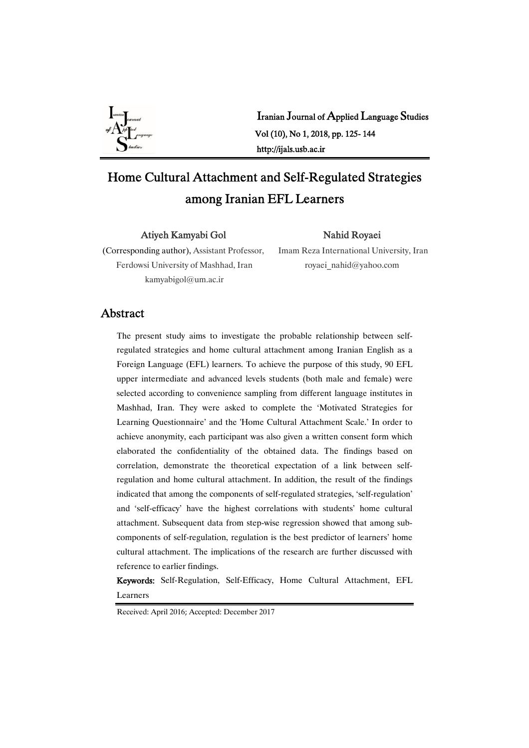# Home Cultural Attachment and Self-Regulated Strategies among Iranian EFL Learners

**Atiyeh Kamyabi Gol**
(Corresponding author), Assistant Professor, Ferdowsi University of Mashhad, Iran
kamyabigol@um.ac.ir

**Nahid Royaei**
Imam Reza International University, Iran
royaei_nahid@yahoo.com

## Abstract

The present study aims to investigate the probable relationship between self-regulated strategies and home cultural attachment among Iranian English as a Foreign Language (EFL) learners. To achieve the purpose of this study, 90 EFL upper intermediate and advanced levels students (both male and female) were selected according to convenience sampling from different language institutes in Mashhad, Iran. They were asked to complete the 'Motivated Strategies for Learning Questionnaire' and the 'Home Cultural Attachment Scale.' In order to achieve anonymity, each participant was also given a written consent form which elaborated the confidentiality of the obtained data. The findings based on correlation, demonstrate the theoretical expectation of a link between self-regulation and home cultural attachment. In addition, the result of the findings indicated that among the components of self-regulated strategies, 'self-regulation' and 'self-efficacy' have the highest correlations with students' home cultural attachment. Subsequent data from step-wise regression showed that among sub-components of self-regulation, regulation is the best predictor of learners' home cultural attachment. The implications of the research are further discussed with reference to earlier findings.

**Keywords:** Self-Regulation, Self-Efficacy, Home Cultural Attachment, EFL Learners

Received: April 2016; Accepted: December 2017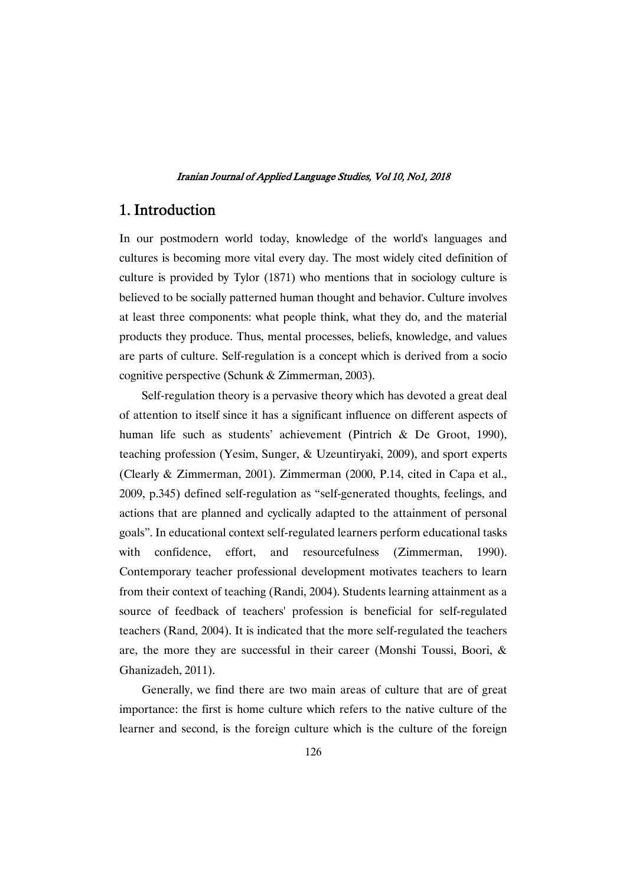## 1. Introduction

In our postmodern world today, knowledge of the world's languages and cultures is becoming more vital every day. The most widely cited definition of culture is provided by Tylor (1871) who mentions that in sociology culture is believed to be socially patterned human thought and behavior. Culture involves at least three components: what people think, what they do, and the material products they produce. Thus, mental processes, beliefs, knowledge, and values are parts of culture. Self-regulation is a concept which is derived from a socio cognitive perspective (Schunk & Zimmerman, 2003).

Self-regulation theory is a pervasive theory which has devoted a great deal of attention to itself since it has a significant influence on different aspects of human life such as students' achievement (Pintrich & De Groot, 1990), teaching profession (Yesim, Sunger, & Uzeuntiryaki, 2009), and sport experts (Clearly & Zimmerman, 2001). Zimmerman (2000, P.14, cited in Capa et al., 2009, p.345) defined self-regulation as "self-generated thoughts, feelings, and actions that are planned and cyclically adapted to the attainment of personal goals". In educational context self-regulated learners perform educational tasks with confidence, effort, and resourcefulness (Zimmerman, 1990). Contemporary teacher professional development motivates teachers to learn from their context of teaching (Randi, 2004). Students learning attainment as a source of feedback of teachers' profession is beneficial for self-regulated teachers (Rand, 2004). It is indicated that the more self-regulated the teachers are, the more they are successful in their career (Monshi Toussi, Boori, & Ghanizadeh, 2011).

Generally, we find there are two main areas of culture that are of great importance: the first is home culture which refers to the native culture of the learner and second, is the foreign culture which is the culture of the foreign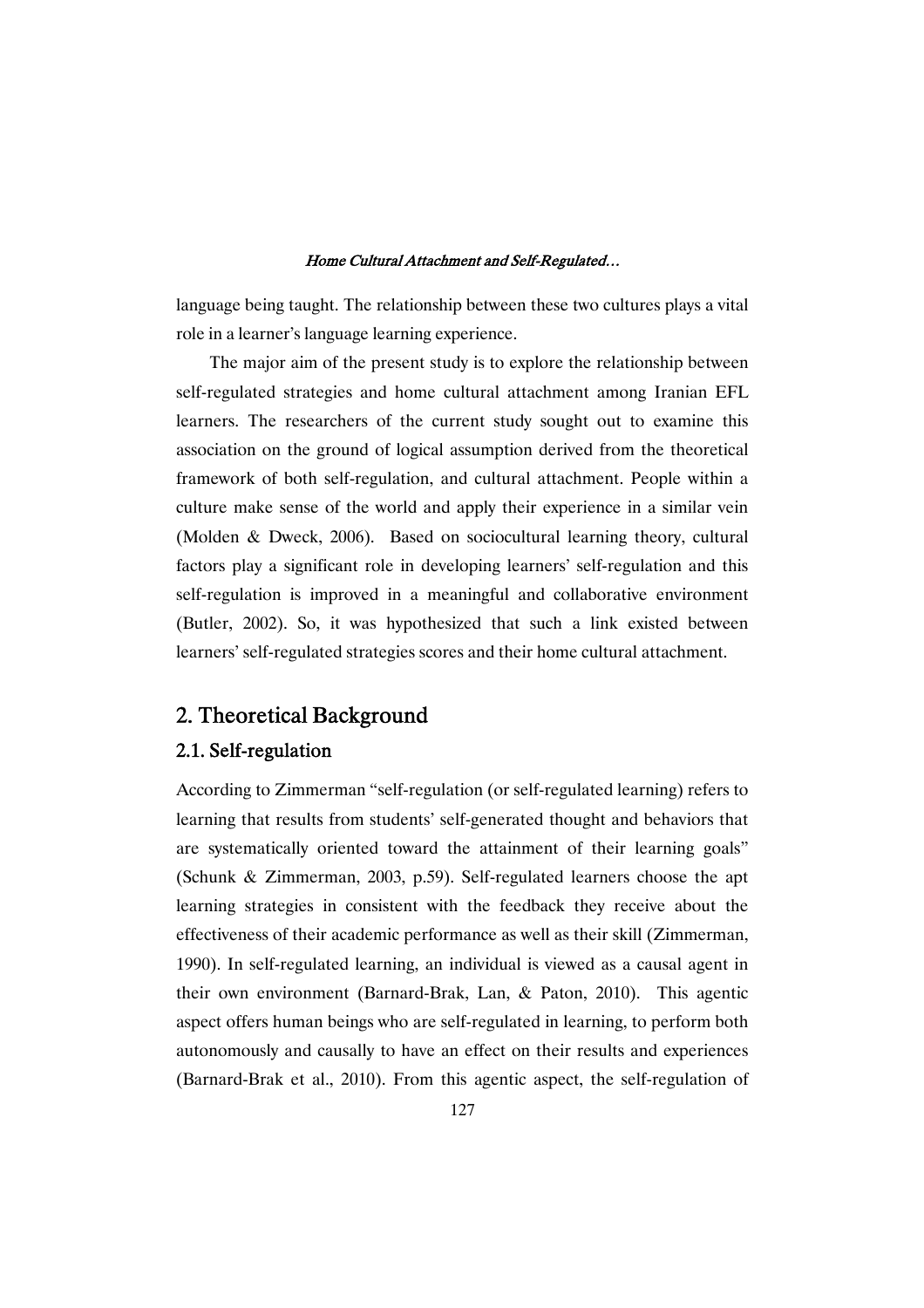language being taught. The relationship between these two cultures plays a vital role in a learner's language learning experience.

The major aim of the present study is to explore the relationship between self-regulated strategies and home cultural attachment among Iranian EFL learners. The researchers of the current study sought out to examine this association on the ground of logical assumption derived from the theoretical framework of both self-regulation, and cultural attachment. People within a culture make sense of the world and apply their experience in a similar vein (Molden & Dweck, 2006). Based on sociocultural learning theory, cultural factors play a significant role in developing learners' self-regulation and this self-regulation is improved in a meaningful and collaborative environment (Butler, 2002). So, it was hypothesized that such a link existed between learners' self-regulated strategies scores and their home cultural attachment.

## 2. Theoretical Background

### 2.1. Self-regulation

According to Zimmerman "self-regulation (or self-regulated learning) refers to learning that results from students' self-generated thought and behaviors that are systematically oriented toward the attainment of their learning goals" (Schunk & Zimmerman, 2003, p.59). Self-regulated learners choose the apt learning strategies in consistent with the feedback they receive about the effectiveness of their academic performance as well as their skill (Zimmerman, 1990). In self-regulated learning, an individual is viewed as a causal agent in their own environment (Barnard-Brak, Lan, & Paton, 2010). This agentic aspect offers human beings who are self-regulated in learning, to perform both autonomously and causally to have an effect on their results and experiences (Barnard-Brak et al., 2010). From this agentic aspect, the self-regulation of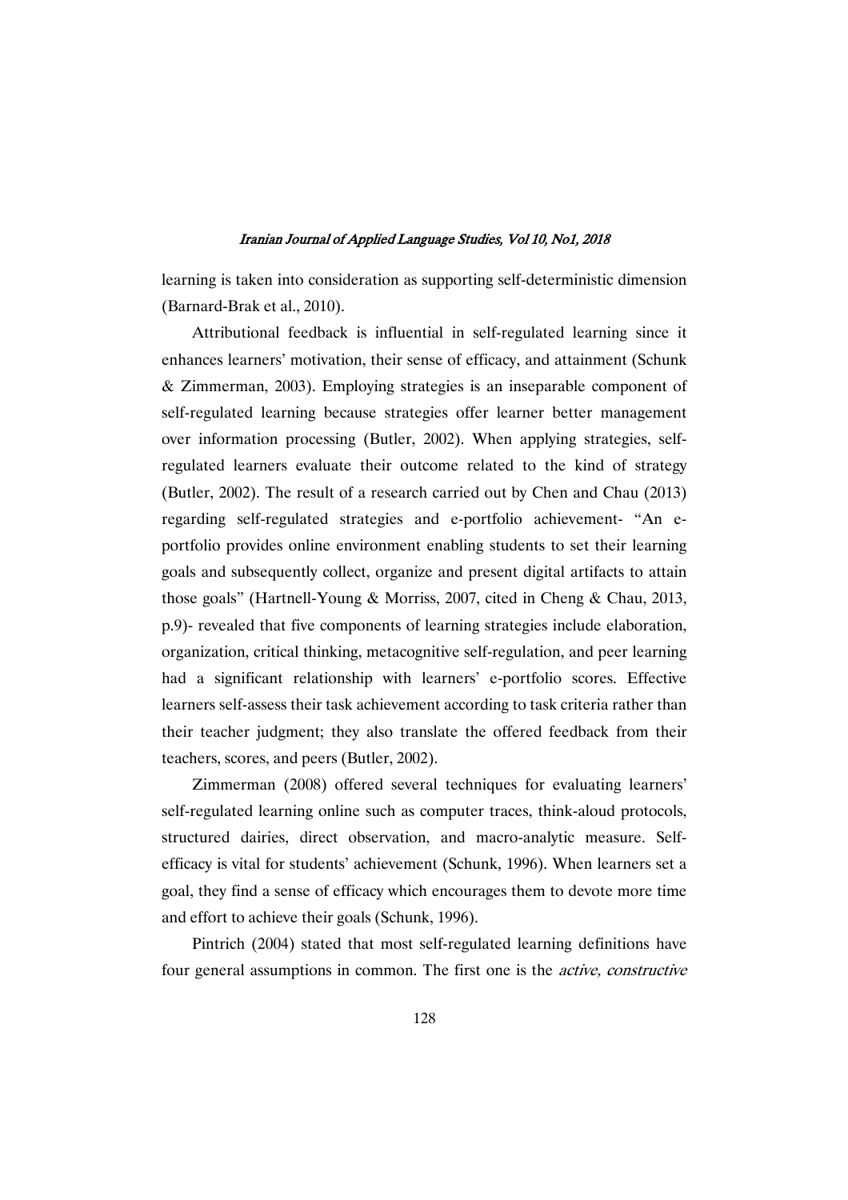learning is taken into consideration as supporting self-deterministic dimension (Barnard-Brak et al., 2010).

Attributional feedback is influential in self-regulated learning since it enhances learners' motivation, their sense of efficacy, and attainment (Schunk & Zimmerman, 2003). Employing strategies is an inseparable component of self-regulated learning because strategies offer learner better management over information processing (Butler, 2002). When applying strategies, self-regulated learners evaluate their outcome related to the kind of strategy (Butler, 2002). The result of a research carried out by Chen and Chau (2013) regarding self-regulated strategies and e-portfolio achievement- "An e-portfolio provides online environment enabling students to set their learning goals and subsequently collect, organize and present digital artifacts to attain those goals" (Hartnell-Young & Morriss, 2007, cited in Cheng & Chau, 2013, p.9)- revealed that five components of learning strategies include elaboration, organization, critical thinking, metacognitive self-regulation, and peer learning had a significant relationship with learners' e-portfolio scores. Effective learners self-assess their task achievement according to task criteria rather than their teacher judgment; they also translate the offered feedback from their teachers, scores, and peers (Butler, 2002).

Zimmerman (2008) offered several techniques for evaluating learners' self-regulated learning online such as computer traces, think-aloud protocols, structured dairies, direct observation, and macro-analytic measure. Self-efficacy is vital for students' achievement (Schunk, 1996). When learners set a goal, they find a sense of efficacy which encourages them to devote more time and effort to achieve their goals (Schunk, 1996).

Pintrich (2004) stated that most self-regulated learning definitions have four general assumptions in common. The first one is the *active, constructive*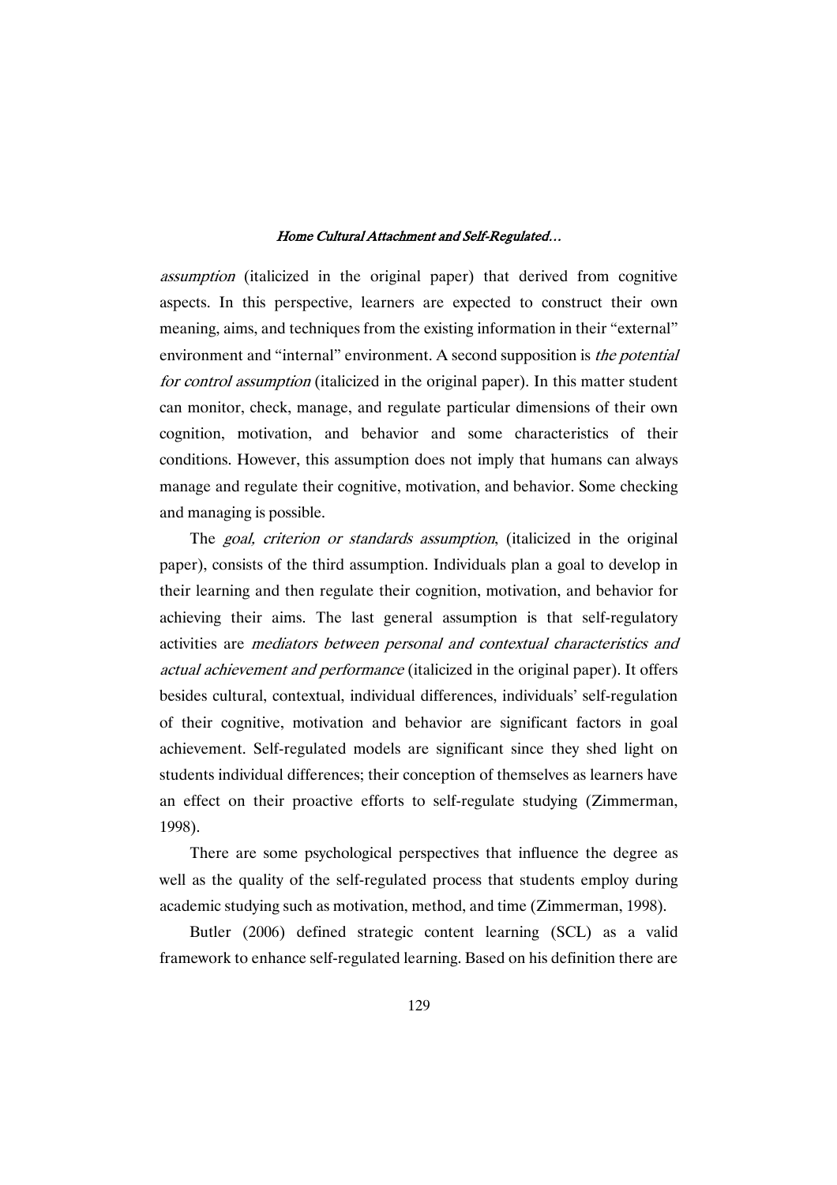*assumption* (italicized in the original paper) that derived from cognitive aspects. In this perspective, learners are expected to construct their own meaning, aims, and techniques from the existing information in their "external" environment and "internal" environment. A second supposition is *the potential for control assumption* (italicized in the original paper). In this matter student can monitor, check, manage, and regulate particular dimensions of their own cognition, motivation, and behavior and some characteristics of their conditions. However, this assumption does not imply that humans can always manage and regulate their cognitive, motivation, and behavior. Some checking and managing is possible.

The *goal, criterion or standards assumption*, (italicized in the original paper), consists of the third assumption. Individuals plan a goal to develop in their learning and then regulate their cognition, motivation, and behavior for achieving their aims. The last general assumption is that self-regulatory activities are *mediators between personal and contextual characteristics and actual achievement and performance* (italicized in the original paper). It offers besides cultural, contextual, individual differences, individuals' self-regulation of their cognitive, motivation and behavior are significant factors in goal achievement. Self-regulated models are significant since they shed light on students individual differences; their conception of themselves as learners have an effect on their proactive efforts to self-regulate studying (Zimmerman, 1998).

There are some psychological perspectives that influence the degree as well as the quality of the self-regulated process that students employ during academic studying such as motivation, method, and time (Zimmerman, 1998).

Butler (2006) defined strategic content learning (SCL) as a valid framework to enhance self-regulated learning. Based on his definition there are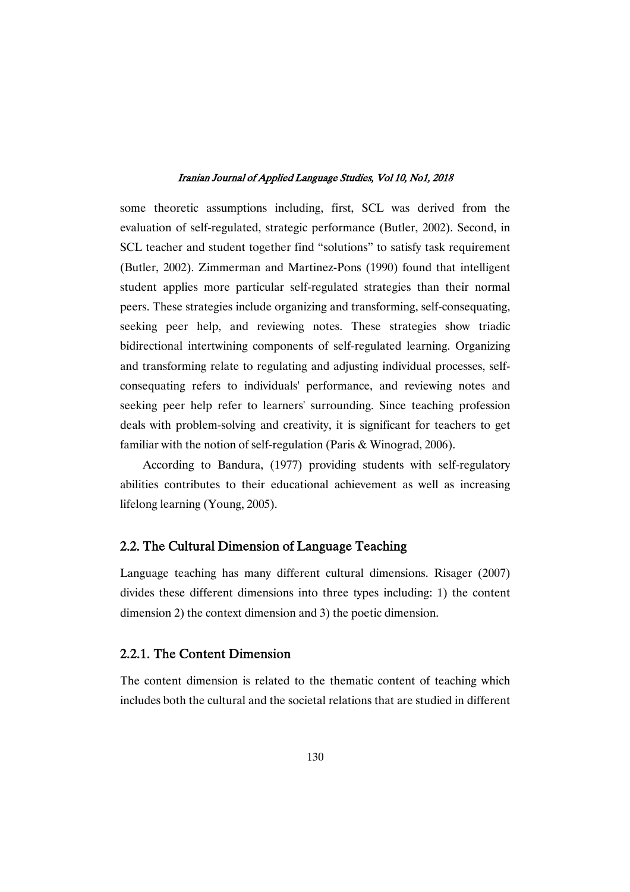some theoretic assumptions including, first, SCL was derived from the evaluation of self-regulated, strategic performance (Butler, 2002). Second, in SCL teacher and student together find "solutions" to satisfy task requirement (Butler, 2002). Zimmerman and Martinez-Pons (1990) found that intelligent student applies more particular self-regulated strategies than their normal peers. These strategies include organizing and transforming, self-consequating, seeking peer help, and reviewing notes. These strategies show triadic bidirectional intertwining components of self-regulated learning. Organizing and transforming relate to regulating and adjusting individual processes, self-consequating refers to individuals' performance, and reviewing notes and seeking peer help refer to learners' surrounding. Since teaching profession deals with problem-solving and creativity, it is significant for teachers to get familiar with the notion of self-regulation (Paris & Winograd, 2006).

According to Bandura, (1977) providing students with self-regulatory abilities contributes to their educational achievement as well as increasing lifelong learning (Young, 2005).

## 2.2. The Cultural Dimension of Language Teaching

Language teaching has many different cultural dimensions. Risager (2007) divides these different dimensions into three types including: 1) the content dimension 2) the context dimension and 3) the poetic dimension.

### 2.2.1. The Content Dimension

The content dimension is related to the thematic content of teaching which includes both the cultural and the societal relations that are studied in different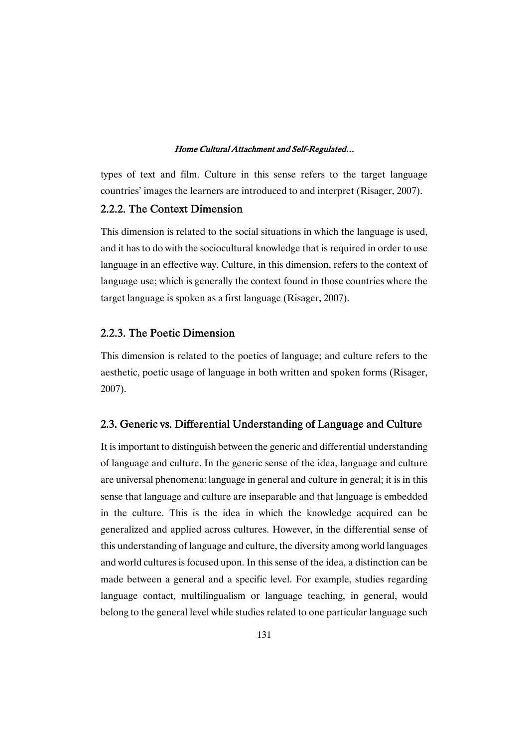types of text and film. Culture in this sense refers to the target language countries' images the learners are introduced to and interpret (Risager, 2007).

### 2.2.2. The Context Dimension

This dimension is related to the social situations in which the language is used, and it has to do with the sociocultural knowledge that is required in order to use language in an effective way. Culture, in this dimension, refers to the context of language use; which is generally the context found in those countries where the target language is spoken as a first language (Risager, 2007).

### 2.2.3. The Poetic Dimension

This dimension is related to the poetics of language; and culture refers to the aesthetic, poetic usage of language in both written and spoken forms (Risager, 2007).

## 2.3. Generic vs. Differential Understanding of Language and Culture

It is important to distinguish between the generic and differential understanding of language and culture. In the generic sense of the idea, language and culture are universal phenomena: language in general and culture in general; it is in this sense that language and culture are inseparable and that language is embedded in the culture. This is the idea in which the knowledge acquired can be generalized and applied across cultures. However, in the differential sense of this understanding of language and culture, the diversity among world languages and world cultures is focused upon. In this sense of the idea, a distinction can be made between a general and a specific level. For example, studies regarding language contact, multilingualism or language teaching, in general, would belong to the general level while studies related to one particular language such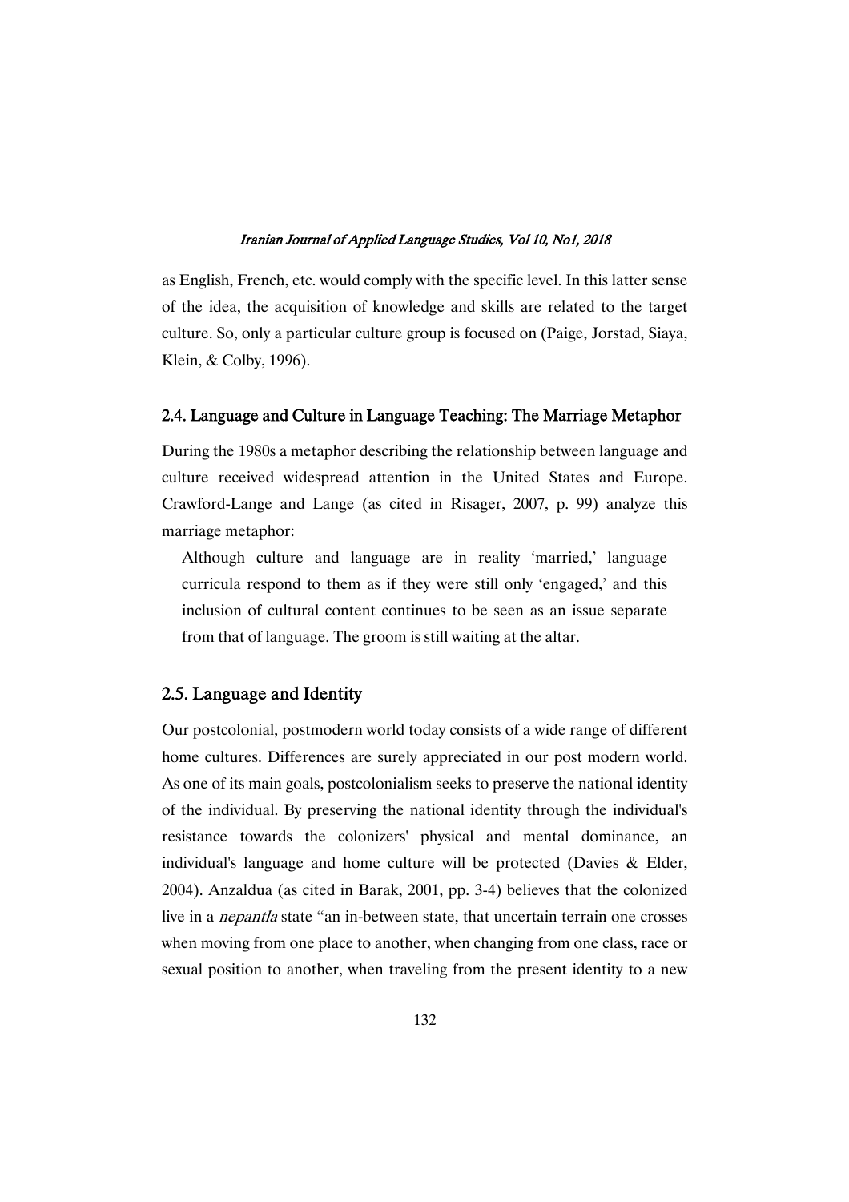as English, French, etc. would comply with the specific level. In this latter sense of the idea, the acquisition of knowledge and skills are related to the target culture. So, only a particular culture group is focused on (Paige, Jorstad, Siaya, Klein, & Colby, 1996).

### 2.4. Language and Culture in Language Teaching: The Marriage Metaphor

During the 1980s a metaphor describing the relationship between language and culture received widespread attention in the United States and Europe. Crawford-Lange and Lange (as cited in Risager, 2007, p. 99) analyze this marriage metaphor:

> Although culture and language are in reality 'married,' language curricula respond to them as if they were still only 'engaged,' and this inclusion of cultural content continues to be seen as an issue separate from that of language. The groom is still waiting at the altar.

### 2.5. Language and Identity

Our postcolonial, postmodern world today consists of a wide range of different home cultures. Differences are surely appreciated in our post modern world. As one of its main goals, postcolonialism seeks to preserve the national identity of the individual. By preserving the national identity through the individual's resistance towards the colonizers' physical and mental dominance, an individual's language and home culture will be protected (Davies & Elder, 2004). Anzaldua (as cited in Barak, 2001, pp. 3-4) believes that the colonized live in a *nepantla* state "an in-between state, that uncertain terrain one crosses when moving from one place to another, when changing from one class, race or sexual position to another, when traveling from the present identity to a new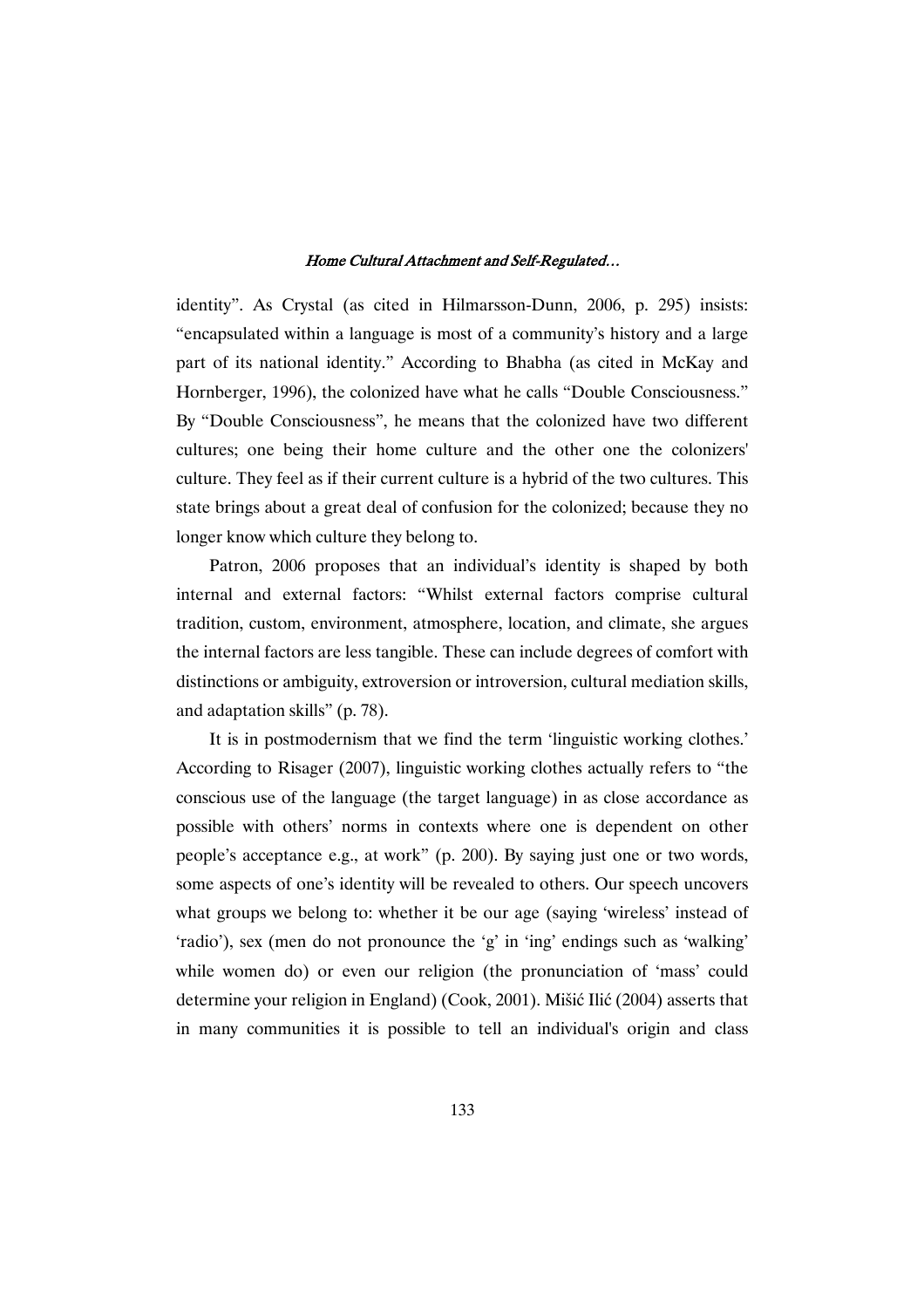identity". As Crystal (as cited in Hilmarsson-Dunn, 2006, p. 295) insists: "encapsulated within a language is most of a community's history and a large part of its national identity." According to Bhabha (as cited in McKay and Hornberger, 1996), the colonized have what he calls "Double Consciousness." By "Double Consciousness", he means that the colonized have two different cultures; one being their home culture and the other one the colonizers' culture. They feel as if their current culture is a hybrid of the two cultures. This state brings about a great deal of confusion for the colonized; because they no longer know which culture they belong to.

Patron, 2006 proposes that an individual's identity is shaped by both internal and external factors: "Whilst external factors comprise cultural tradition, custom, environment, atmosphere, location, and climate, she argues the internal factors are less tangible. These can include degrees of comfort with distinctions or ambiguity, extroversion or introversion, cultural mediation skills, and adaptation skills" (p. 78).

It is in postmodernism that we find the term 'linguistic working clothes.' According to Risager (2007), linguistic working clothes actually refers to "the conscious use of the language (the target language) in as close accordance as possible with others' norms in contexts where one is dependent on other people's acceptance e.g., at work" (p. 200). By saying just one or two words, some aspects of one's identity will be revealed to others. Our speech uncovers what groups we belong to: whether it be our age (saying 'wireless' instead of 'radio'), sex (men do not pronounce the 'g' in 'ing' endings such as 'walking' while women do) or even our religion (the pronunciation of 'mass' could determine your religion in England) (Cook, 2001). Mišić Ilić (2004) asserts that in many communities it is possible to tell an individual's origin and class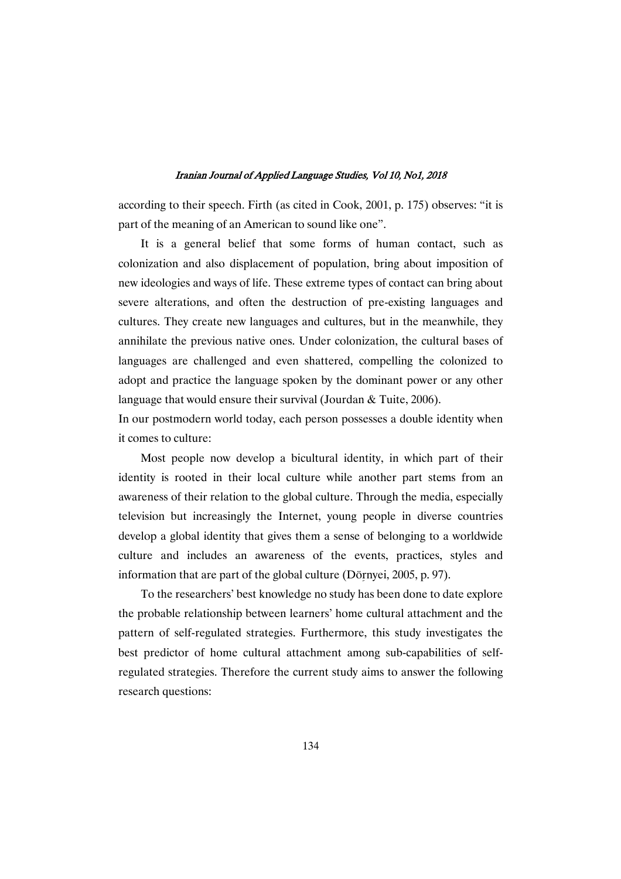according to their speech. Firth (as cited in Cook, 2001, p. 175) observes: “it is part of the meaning of an American to sound like one”.

It is a general belief that some forms of human contact, such as colonization and also displacement of population, bring about imposition of new ideologies and ways of life. These extreme types of contact can bring about severe alterations, and often the destruction of pre-existing languages and cultures. They create new languages and cultures, but in the meanwhile, they annihilate the previous native ones. Under colonization, the cultural bases of languages are challenged and even shattered, compelling the colonized to adopt and practice the language spoken by the dominant power or any other language that would ensure their survival (Jourdan & Tuite, 2006).

In our postmodern world today, each person possesses a double identity when it comes to culture:

> Most people now develop a bicultural identity, in which part of their identity is rooted in their local culture while another part stems from an awareness of their relation to the global culture. Through the media, especially television but increasingly the Internet, young people in diverse countries develop a global identity that gives them a sense of belonging to a worldwide culture and includes an awareness of the events, practices, styles and information that are part of the global culture (Dörnyei, 2005, p. 97).

To the researchers’ best knowledge no study has been done to date explore the probable relationship between learners’ home cultural attachment and the pattern of self-regulated strategies. Furthermore, this study investigates the best predictor of home cultural attachment among sub-capabilities of self-regulated strategies. Therefore the current study aims to answer the following research questions: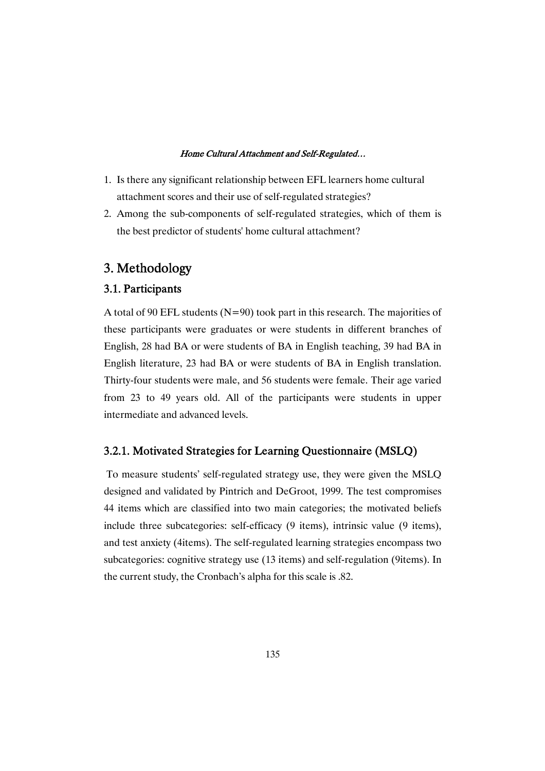1. Is there any significant relationship between EFL learners home cultural attachment scores and their use of self-regulated strategies?
2. Among the sub-components of self-regulated strategies, which of them is the best predictor of students' home cultural attachment?

## 3. Methodology

### 3.1. Participants

A total of 90 EFL students (N=90) took part in this research. The majorities of these participants were graduates or were students in different branches of English, 28 had BA or were students of BA in English teaching, 39 had BA in English literature, 23 had BA or were students of BA in English translation. Thirty-four students were male, and 56 students were female. Their age varied from 23 to 49 years old. All of the participants were students in upper intermediate and advanced levels.

### 3.2.1. Motivated Strategies for Learning Questionnaire (MSLQ)

To measure students' self-regulated strategy use, they were given the MSLQ designed and validated by Pintrich and DeGroot, 1999. The test compromises 44 items which are classified into two main categories; the motivated beliefs include three subcategories: self-efficacy (9 items), intrinsic value (9 items), and test anxiety (4items). The self-regulated learning strategies encompass two subcategories: cognitive strategy use (13 items) and self-regulation (9items). In the current study, the Cronbach's alpha for this scale is .82.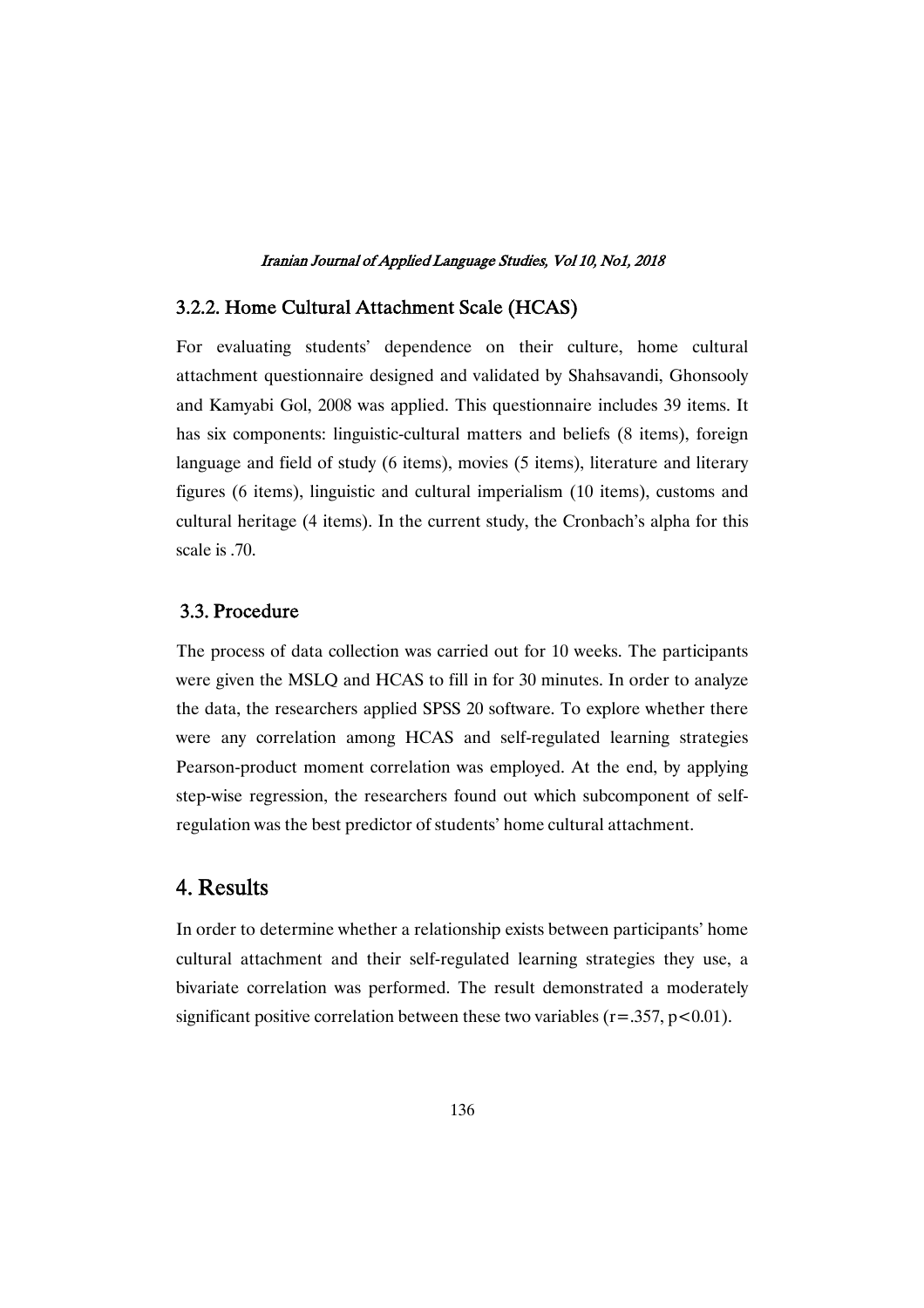### 3.2.2. Home Cultural Attachment Scale (HCAS)

For evaluating students' dependence on their culture, home cultural attachment questionnaire designed and validated by Shahsavandi, Ghonsooly and Kamyabi Gol, 2008 was applied. This questionnaire includes 39 items. It has six components: linguistic-cultural matters and beliefs (8 items), foreign language and field of study (6 items), movies (5 items), literature and literary figures (6 items), linguistic and cultural imperialism (10 items), customs and cultural heritage (4 items). In the current study, the Cronbach's alpha for this scale is .70.

## 3.3. Procedure

The process of data collection was carried out for 10 weeks. The participants were given the MSLQ and HCAS to fill in for 30 minutes. In order to analyze the data, the researchers applied SPSS 20 software. To explore whether there were any correlation among HCAS and self-regulated learning strategies Pearson-product moment correlation was employed. At the end, by applying step-wise regression, the researchers found out which subcomponent of self-regulation was the best predictor of students' home cultural attachment.

# 4. Results

In order to determine whether a relationship exists between participants' home cultural attachment and their self-regulated learning strategies they use, a bivariate correlation was performed. The result demonstrated a moderately significant positive correlation between these two variables ($r = .357$, $p < 0.01$).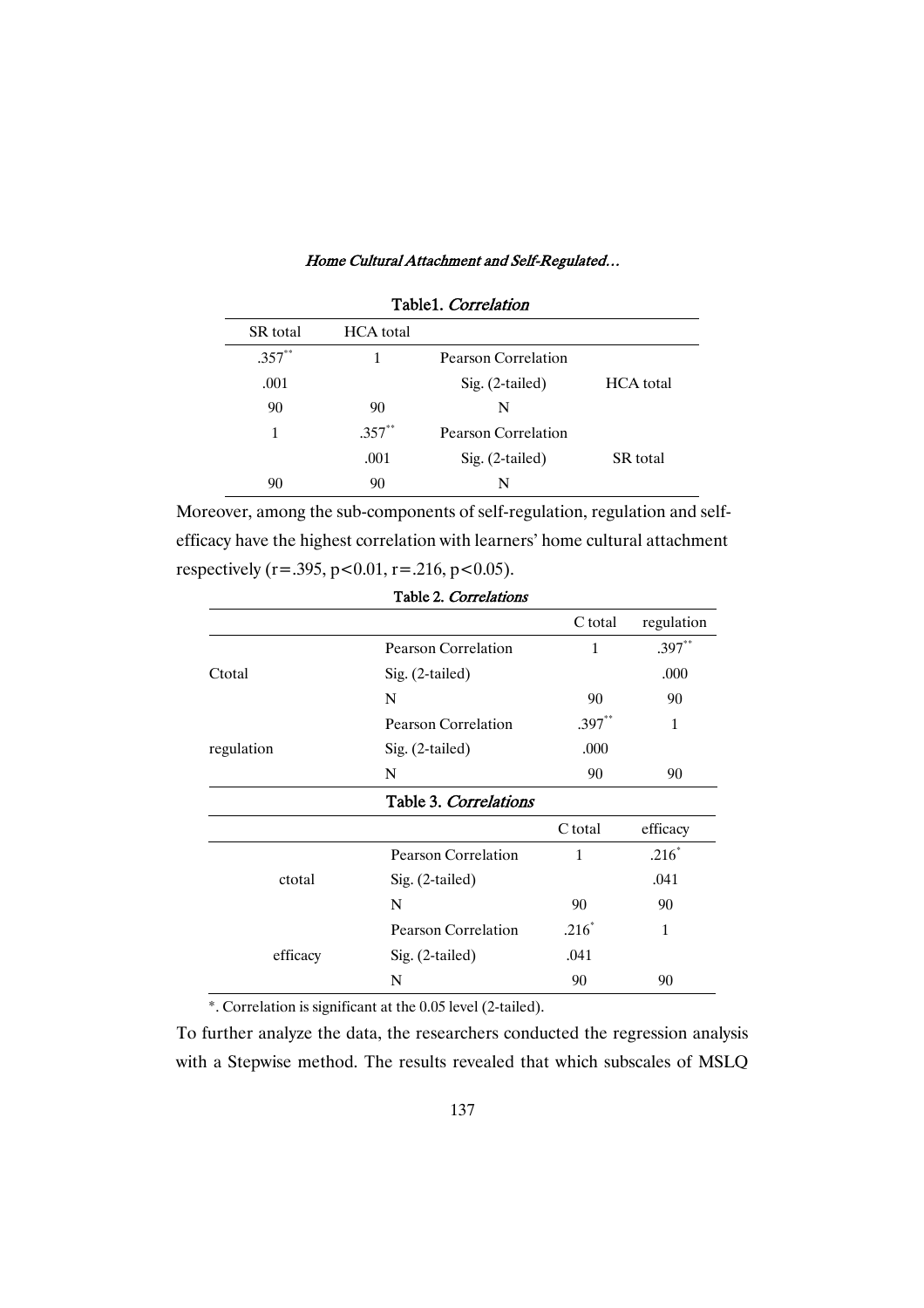Table1. *Correlation*

| SR total | HCA total | | |
|---|---|---|---|
| .357** | 1 | Pearson Correlation | |
| .001 | | Sig. (2-tailed) | HCA total |
| 90 | 90 | N | |
| 1 | .357** | Pearson Correlation | |
| | .001 | Sig. (2-tailed) | SR total |
| 90 | 90 | N | |

Moreover, among the sub-components of self-regulation, regulation and self-efficacy have the highest correlation with learners' home cultural attachment respectively ($r=.395$, $p<0.01$, $r=.216$, $p<0.05$).

Table 2. *Correlations*

| | | C total | regulation |
|---|---|---|---|
| Ctotal | Pearson Correlation | 1 | .397** |
| | Sig. (2-tailed) | | .000 |
| | N | 90 | 90 |
| regulation | Pearson Correlation | .397** | 1 |
| | Sig. (2-tailed) | .000 | |
| | N | 90 | 90 |

Table 3. *Correlations*

| | | C total | efficacy |
|---|---|---|---|
| ctotal | Pearson Correlation | 1 | .216* |
| | Sig. (2-tailed) | | .041 |
| | N | 90 | 90 |
| efficacy | Pearson Correlation | .216* | 1 |
| | Sig. (2-tailed) | .041 | |
| | N | 90 | 90 |

*. Correlation is significant at the 0.05 level (2-tailed).

To further analyze the data, the researchers conducted the regression analysis with a Stepwise method. The results revealed that which subscales of MSLQ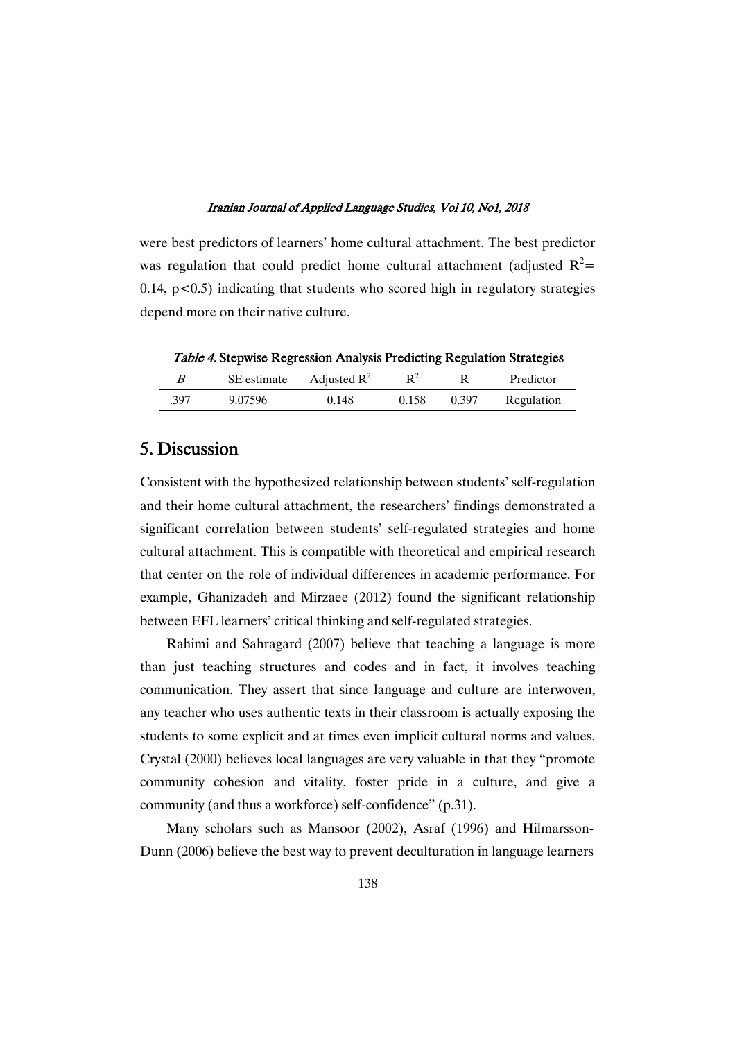were best predictors of learners' home cultural attachment. The best predictor was regulation that could predict home cultural attachment (adjusted $R^2$= 0.14, $p<0.5$) indicating that students who scored high in regulatory strategies depend more on their native culture.

*Table 4.* **Stepwise Regression Analysis Predicting Regulation Strategies**

| *B* | SE estimate | Adjusted $R^2$ | $R^2$ | R | Predictor |
|---|---|---|---|---|---|
| .397 | 9.07596 | 0.148 | 0.158 | 0.397 | Regulation |

## 5. Discussion

Consistent with the hypothesized relationship between students' self-regulation and their home cultural attachment, the researchers' findings demonstrated a significant correlation between students' self-regulated strategies and home cultural attachment. This is compatible with theoretical and empirical research that center on the role of individual differences in academic performance. For example, Ghanizadeh and Mirzaee (2012) found the significant relationship between EFL learners' critical thinking and self-regulated strategies.

Rahimi and Sahragard (2007) believe that teaching a language is more than just teaching structures and codes and in fact, it involves teaching communication. They assert that since language and culture are interwoven, any teacher who uses authentic texts in their classroom is actually exposing the students to some explicit and at times even implicit cultural norms and values. Crystal (2000) believes local languages are very valuable in that they "promote community cohesion and vitality, foster pride in a culture, and give a community (and thus a workforce) self-confidence" (p.31).

Many scholars such as Mansoor (2002), Asraf (1996) and Hilmarsson-Dunn (2006) believe the best way to prevent deculturation in language learners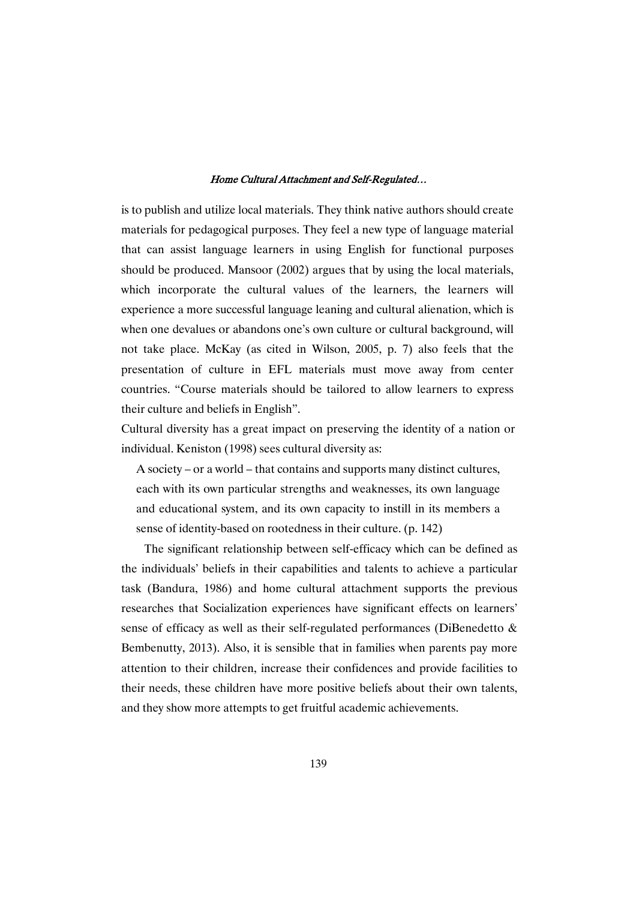is to publish and utilize local materials. They think native authors should create materials for pedagogical purposes. They feel a new type of language material that can assist language learners in using English for functional purposes should be produced. Mansoor (2002) argues that by using the local materials, which incorporate the cultural values of the learners, the learners will experience a more successful language leaning and cultural alienation, which is when one devalues or abandons one's own culture or cultural background, will not take place. McKay (as cited in Wilson, 2005, p. 7) also feels that the presentation of culture in EFL materials must move away from center countries. "Course materials should be tailored to allow learners to express their culture and beliefs in English".

Cultural diversity has a great impact on preserving the identity of a nation or individual. Keniston (1998) sees cultural diversity as:

> A society – or a world – that contains and supports many distinct cultures, each with its own particular strengths and weaknesses, its own language and educational system, and its own capacity to instill in its members a sense of identity-based on rootedness in their culture. (p. 142)

The significant relationship between self-efficacy which can be defined as the individuals' beliefs in their capabilities and talents to achieve a particular task (Bandura, 1986) and home cultural attachment supports the previous researches that Socialization experiences have significant effects on learners' sense of efficacy as well as their self-regulated performances (DiBenedetto & Bembenutty, 2013). Also, it is sensible that in families when parents pay more attention to their children, increase their confidences and provide facilities to their needs, these children have more positive beliefs about their own talents, and they show more attempts to get fruitful academic achievements.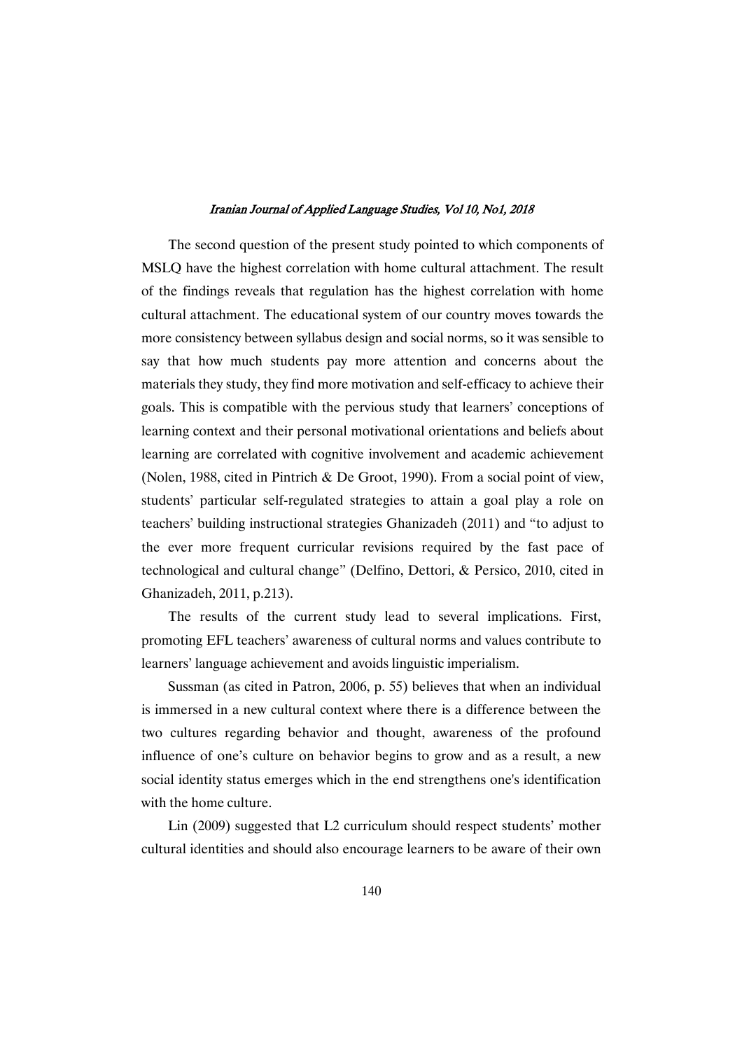The second question of the present study pointed to which components of MSLQ have the highest correlation with home cultural attachment. The result of the findings reveals that regulation has the highest correlation with home cultural attachment. The educational system of our country moves towards the more consistency between syllabus design and social norms, so it was sensible to say that how much students pay more attention and concerns about the materials they study, they find more motivation and self-efficacy to achieve their goals. This is compatible with the pervious study that learners' conceptions of learning context and their personal motivational orientations and beliefs about learning are correlated with cognitive involvement and academic achievement (Nolen, 1988, cited in Pintrich & De Groot, 1990). From a social point of view, students' particular self-regulated strategies to attain a goal play a role on teachers' building instructional strategies Ghanizadeh (2011) and "to adjust to the ever more frequent curricular revisions required by the fast pace of technological and cultural change" (Delfino, Dettori, & Persico, 2010, cited in Ghanizadeh, 2011, p.213).

The results of the current study lead to several implications. First, promoting EFL teachers' awareness of cultural norms and values contribute to learners' language achievement and avoids linguistic imperialism.

Sussman (as cited in Patron, 2006, p. 55) believes that when an individual is immersed in a new cultural context where there is a difference between the two cultures regarding behavior and thought, awareness of the profound influence of one's culture on behavior begins to grow and as a result, a new social identity status emerges which in the end strengthens one's identification with the home culture.

Lin (2009) suggested that L2 curriculum should respect students' mother cultural identities and should also encourage learners to be aware of their own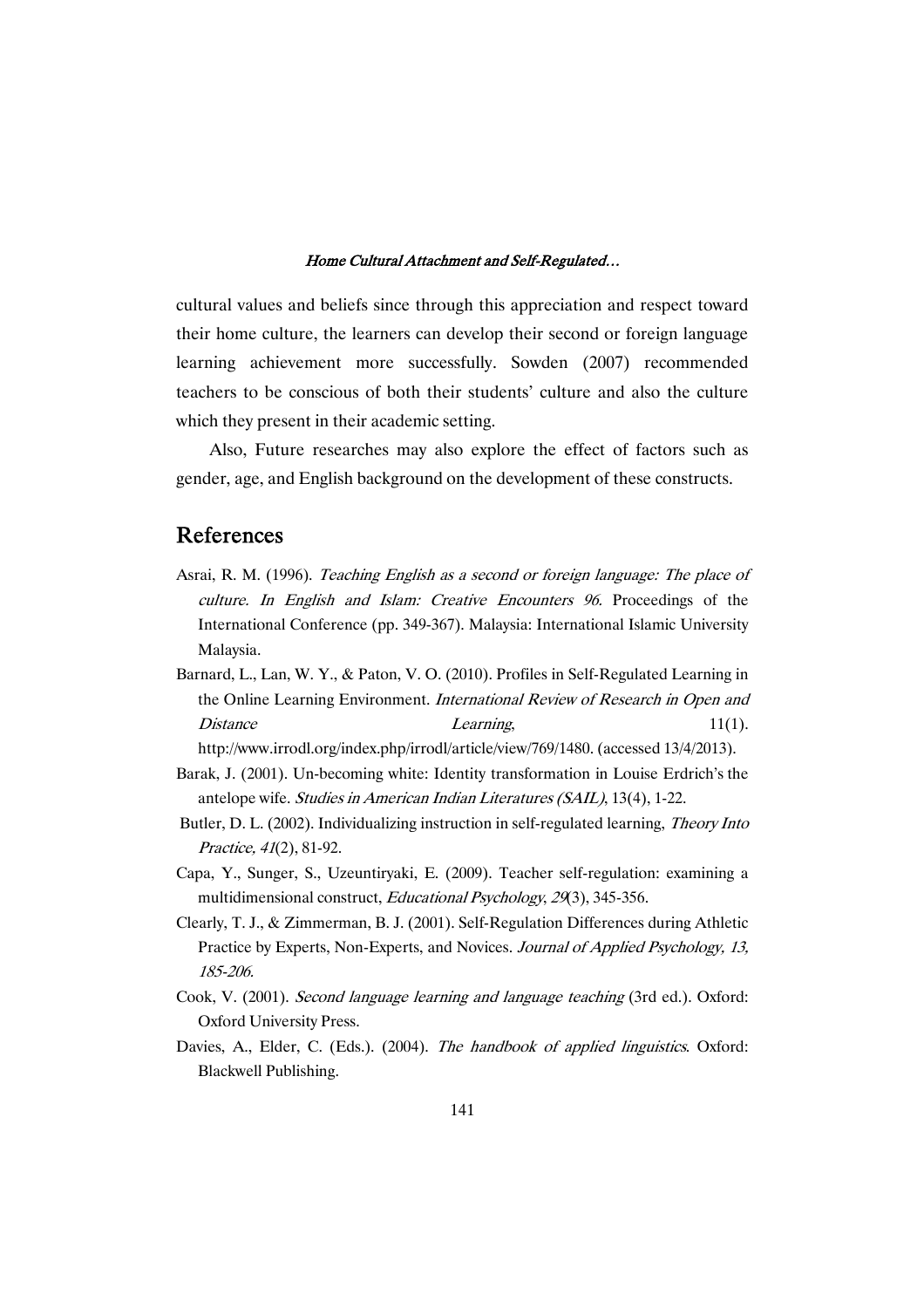cultural values and beliefs since through this appreciation and respect toward their home culture, the learners can develop their second or foreign language learning achievement more successfully. Sowden (2007) recommended teachers to be conscious of both their students' culture and also the culture which they present in their academic setting.

Also, Future researches may also explore the effect of factors such as gender, age, and English background on the development of these constructs.

## References

Asrai, R. M. (1996). *Teaching English as a second or foreign language: The place of culture. In English and Islam: Creative Encounters 96.* Proceedings of the International Conference (pp. 349-367). Malaysia: International Islamic University Malaysia.

Barnard, L., Lan, W. Y., & Paton, V. O. (2010). Profiles in Self-Regulated Learning in the Online Learning Environment. *International Review of Research in Open and Distance Learning*, 11(1). http://www.irrodl.org/index.php/irrodl/article/view/769/1480. (accessed 13/4/2013).

Barak, J. (2001). Un-becoming white: Identity transformation in Louise Erdrich's the antelope wife. *Studies in American Indian Literatures (SAIL)*, 13(4), 1-22.

Butler, D. L. (2002). Individualizing instruction in self-regulated learning, *Theory Into Practice, 41*(2), 81-92.

Capa, Y., Sunger, S., Uzeuntiryaki, E. (2009). Teacher self-regulation: examining a multidimensional construct, *Educational Psychology*, *29*(3), 345-356.

Clearly, T. J., & Zimmerman, B. J. (2001). Self-Regulation Differences during Athletic Practice by Experts, Non-Experts, and Novices. *Journal of Applied Psychology, 13, 185-206.*

Cook, V. (2001). *Second language learning and language teaching* (3rd ed.). Oxford: Oxford University Press.

Davies, A., Elder, C. (Eds.). (2004). *The handbook of applied linguistics*. Oxford: Blackwell Publishing.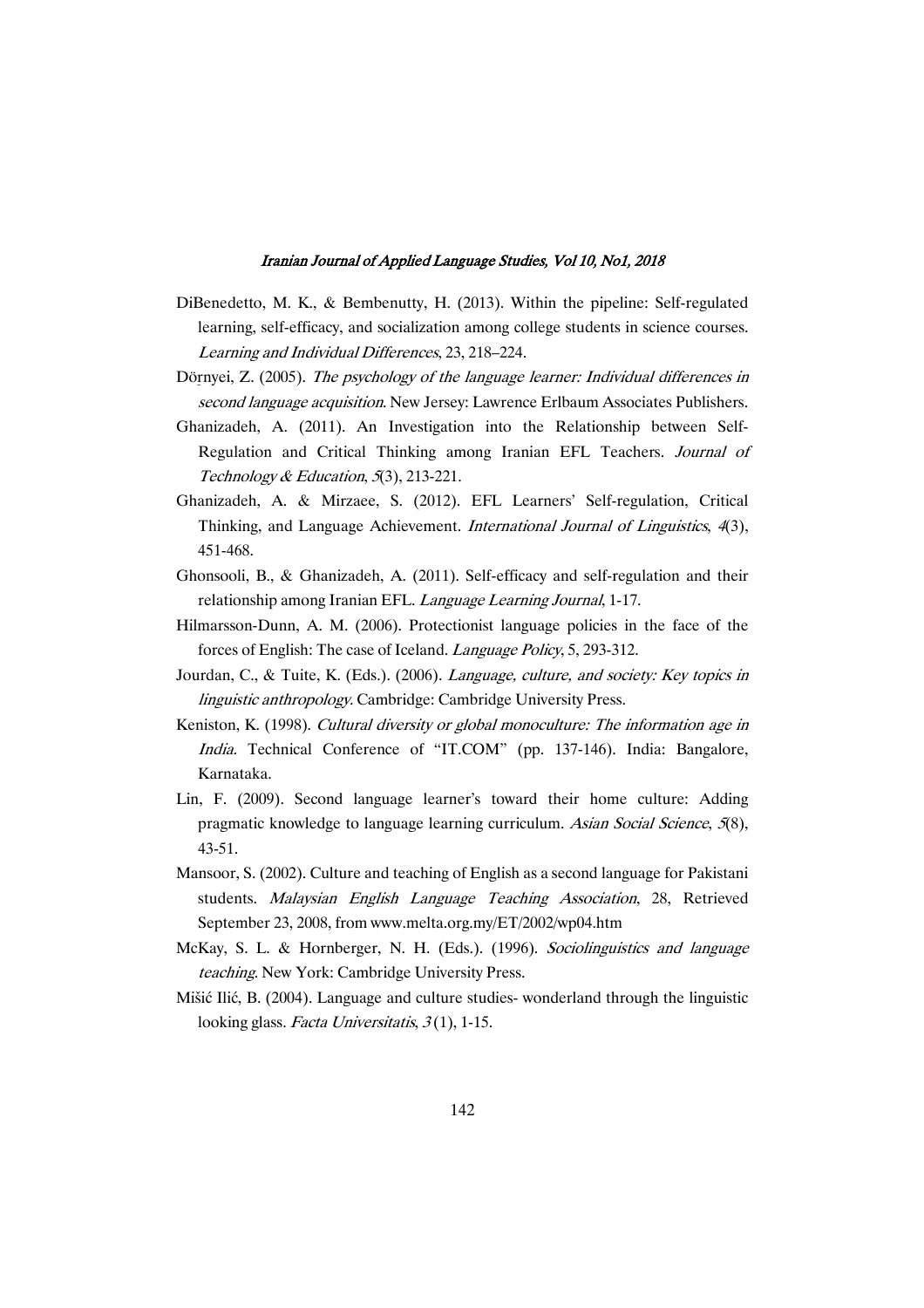DiBenedetto, M. K., & Bembenutty, H. (2013). Within the pipeline: Self-regulated learning, self-efficacy, and socialization among college students in science courses. *Learning and Individual Differences*, 23, 218–224.

Dörnyei, Z. (2005). *The psychology of the language learner: Individual differences in second language acquisition*. New Jersey: Lawrence Erlbaum Associates Publishers.

Ghanizadeh, A. (2011). An Investigation into the Relationship between Self-Regulation and Critical Thinking among Iranian EFL Teachers. *Journal of Technology & Education*, *5*(3), 213-221.

Ghanizadeh, A. & Mirzaee, S. (2012). EFL Learners' Self-regulation, Critical Thinking, and Language Achievement. *International Journal of Linguistics*, *4*(3), 451-468.

Ghonsooli, B., & Ghanizadeh, A. (2011). Self-efficacy and self-regulation and their relationship among Iranian EFL. *Language Learning Journal*, 1-17.

Hilmarsson-Dunn, A. M. (2006). Protectionist language policies in the face of the forces of English: The case of Iceland. *Language Policy*, 5, 293-312.

Jourdan, C., & Tuite, K. (Eds.). (2006). *Language, culture, and society: Key topics in linguistic anthropology*. Cambridge: Cambridge University Press.

Keniston, K. (1998). *Cultural diversity or global monoculture: The information age in India*. Technical Conference of "IT.COM" (pp. 137-146). India: Bangalore, Karnataka.

Lin, F. (2009). Second language learner's toward their home culture: Adding pragmatic knowledge to language learning curriculum. *Asian Social Science*, *5*(8), 43-51.

Mansoor, S. (2002). Culture and teaching of English as a second language for Pakistani students. *Malaysian English Language Teaching Association*, 28, Retrieved September 23, 2008, from www.melta.org.my/ET/2002/wp04.htm

McKay, S. L. & Hornberger, N. H. (Eds.). (1996). *Sociolinguistics and language teaching*. New York: Cambridge University Press.

Mišić Ilić, B. (2004). Language and culture studies- wonderland through the linguistic looking glass. *Facta Universitatis*, *3* (1), 1-15.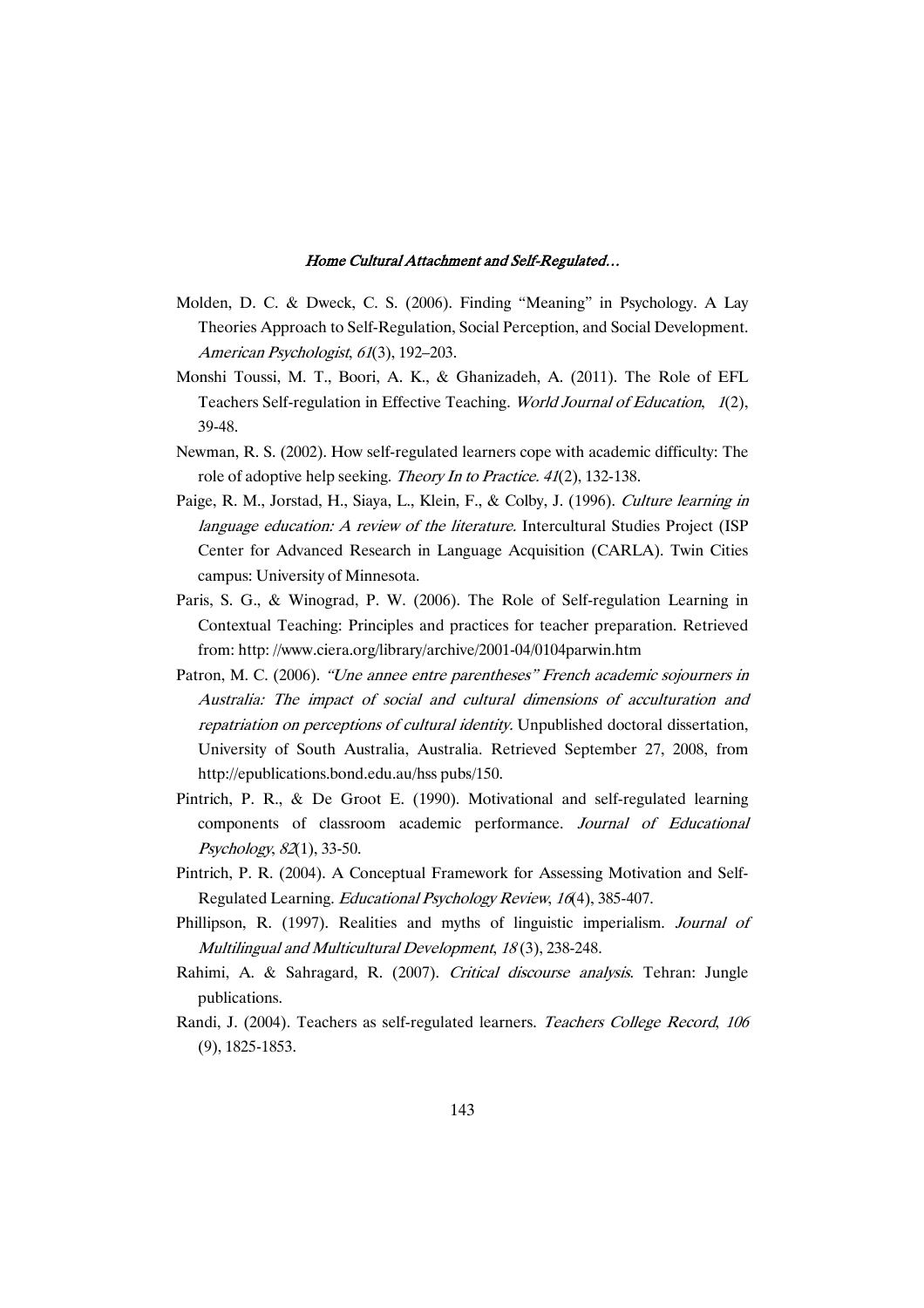Molden, D. C. & Dweck, C. S. (2006). Finding "Meaning" in Psychology. A Lay Theories Approach to Self-Regulation, Social Perception, and Social Development. *American Psychologist*, *61*(3), 192–203.

Monshi Toussi, M. T., Boori, A. K., & Ghanizadeh, A. (2011). The Role of EFL Teachers Self-regulation in Effective Teaching. *World Journal of Education*, *1*(2), 39-48.

Newman, R. S. (2002). How self-regulated learners cope with academic difficulty: The role of adoptive help seeking. *Theory In to Practice*. *41*(2), 132-138.

Paige, R. M., Jorstad, H., Siaya, L., Klein, F., & Colby, J. (1996). *Culture learning in language education: A review of the literature.* Intercultural Studies Project (ISP Center for Advanced Research in Language Acquisition (CARLA). Twin Cities campus: University of Minnesota.

Paris, S. G., & Winograd, P. W. (2006). The Role of Self-regulation Learning in Contextual Teaching: Principles and practices for teacher preparation. Retrieved from: http: //www.ciera.org/library/archive/2001-04/0104parwin.htm

Patron, M. C. (2006). *"Une annee entre parentheses" French academic sojourners in Australia: The impact of social and cultural dimensions of acculturation and repatriation on perceptions of cultural identity.* Unpublished doctoral dissertation, University of South Australia, Australia. Retrieved September 27, 2008, from http://epublications.bond.edu.au/hss pubs/150.

Pintrich, P. R., & De Groot E. (1990). Motivational and self-regulated learning components of classroom academic performance. *Journal of Educational Psychology*, *82*(1), 33-50.

Pintrich, P. R. (2004). A Conceptual Framework for Assessing Motivation and Self-Regulated Learning. *Educational Psychology Review*, *16*(4), 385-407.

Phillipson, R. (1997). Realities and myths of linguistic imperialism. *Journal of Multilingual and Multicultural Development*, *18* (3), 238-248.

Rahimi, A. & Sahragard, R. (2007). *Critical discourse analysis*. Tehran: Jungle publications.

Randi, J. (2004). Teachers as self-regulated learners. *Teachers College Record*, *106* (9), 1825-1853.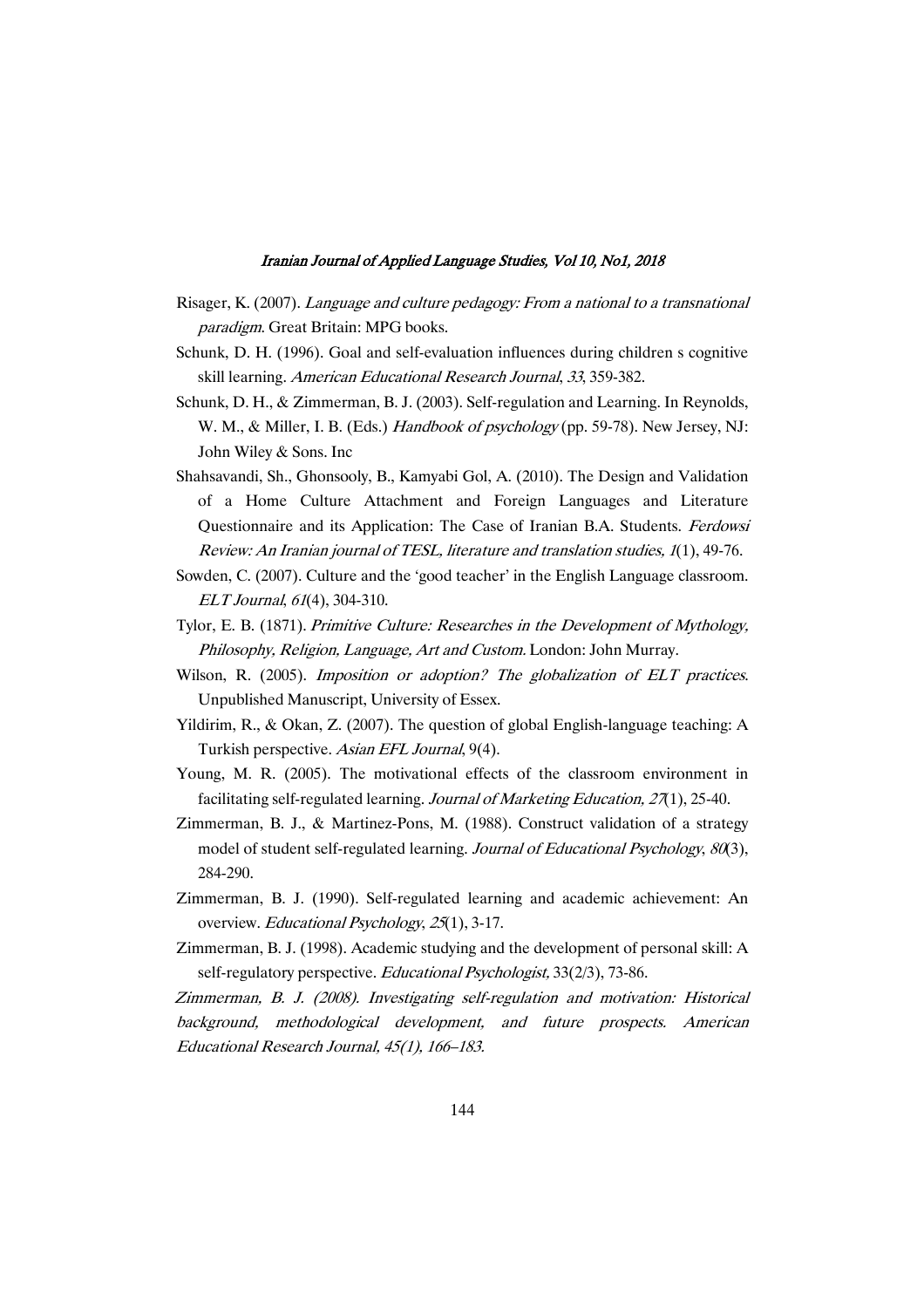Risager, K. (2007). *Language and culture pedagogy: From a national to a transnational paradigm*. Great Britain: MPG books.

Schunk, D. H. (1996). Goal and self-evaluation influences during children s cognitive skill learning. *American Educational Research Journal*, *33*, 359-382.

Schunk, D. H., & Zimmerman, B. J. (2003). Self-regulation and Learning. In Reynolds, W. M., & Miller, I. B. (Eds.) *Handbook of psychology* (pp. 59-78). New Jersey, NJ: John Wiley & Sons. Inc

Shahsavandi, Sh., Ghonsooly, B., Kamyabi Gol, A. (2010). The Design and Validation of a Home Culture Attachment and Foreign Languages and Literature Questionnaire and its Application: The Case of Iranian B.A. Students. *Ferdowsi Review: An Iranian journal of TESL, literature and translation studies, 1*(1), 49-76.

Sowden, C. (2007). Culture and the 'good teacher' in the English Language classroom. *ELT Journal*, *61*(4), 304-310.

Tylor, E. B. (1871). *Primitive Culture: Researches in the Development of Mythology, Philosophy, Religion, Language, Art and Custom*. London: John Murray.

Wilson, R. (2005). *Imposition or adoption? The globalization of ELT practices*. Unpublished Manuscript, University of Essex.

Yildirim, R., & Okan, Z. (2007). The question of global English-language teaching: A Turkish perspective. *Asian EFL Journal*, 9(4).

Young, M. R. (2005). The motivational effects of the classroom environment in facilitating self-regulated learning. *Journal of Marketing Education, 27*(1), 25-40.

Zimmerman, B. J., & Martinez-Pons, M. (1988). Construct validation of a strategy model of student self-regulated learning. *Journal of Educational Psychology*, *80*(3), 284-290.

Zimmerman, B. J. (1990). Self-regulated learning and academic achievement: An overview. *Educational Psychology*, *25*(1), 3-17.

Zimmerman, B. J. (1998). Academic studying and the development of personal skill: A self-regulatory perspective. *Educational Psychologist,* 33(2/3), 73-86.

*Zimmerman, B. J. (2008). Investigating self-regulation and motivation: Historical background, methodological development, and future prospects. American Educational Research Journal, 45(1), 166–183.*